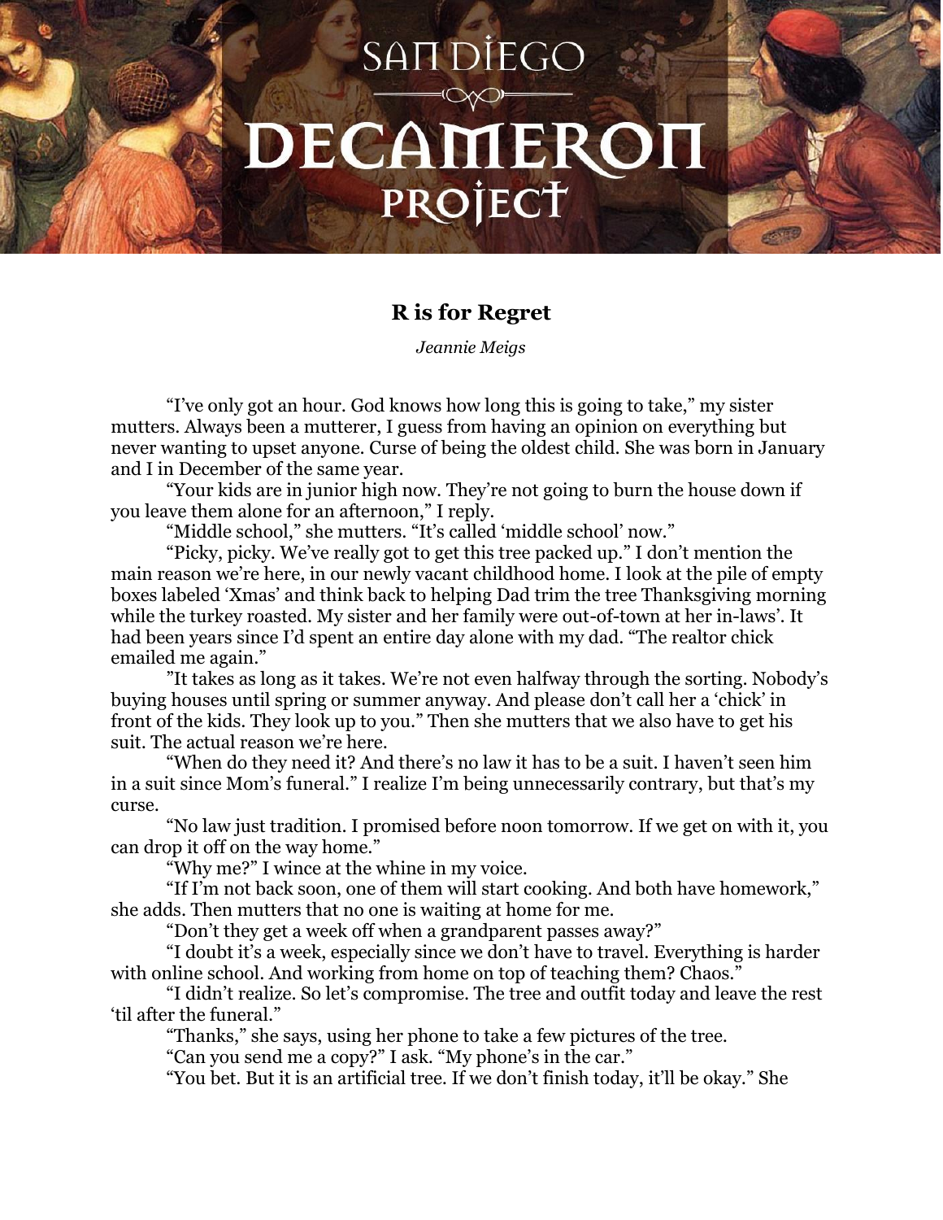# R is for Regret

*Jeannie Meigs*

"I've only got an hour. God knows how long this is going to take," my sister mutters. Always been a mutterer, I guess from having an opinion on everything but never wanting to upset anyone. Curse of being the oldest child. She was born in January and I in December of the same year.

"Your kids are in junior high now. They're not going to burn the house down if you leave them alone for an afternoon," I reply.

"Middle school," she mutters. "It's called 'middle school' now."

"Picky, picky. We've really got to get this tree packed up." I don't mention the main reason we're here, in our newly vacant childhood home. I look at the pile of empty boxes labeled 'Xmas' and think back to helping Dad trim the tree Thanksgiving morning while the turkey roasted. My sister and her family were out-of-town at her in-laws'. It had been years since I'd spent an entire day alone with my dad. "The realtor chick emailed me again."

"It takes as long as it takes. We're not even halfway through the sorting. Nobody's buying houses until spring or summer anyway. And please don't call her a 'chick' in front of the kids. They look up to you." Then she mutters that we also have to get his suit. The actual reason we're here.

"When do they need it? And there's no law it has to be a suit. I haven't seen him in a suit since Mom's funeral." I realize I'm being unnecessarily contrary, but that's my curse.

"No law just tradition. I promised before noon tomorrow. If we get on with it, you can drop it off on the way home."

"Why me?" I wince at the whine in my voice.

"If I'm not back soon, one of them will start cooking. And both have homework," she adds. Then mutters that no one is waiting at home for me.

"Don't they get a week off when a grandparent passes away?"

"I doubt it's a week, especially since we don't have to travel. Everything is harder with online school. And working from home on top of teaching them? Chaos."

"I didn't realize. So let's compromise. The tree and outfit today and leave the rest 'til after the funeral."

"Thanks," she says, using her phone to take a few pictures of the tree.

"Can you send me a copy?" I ask. "My phone's in the car."

"You bet. But it is an artificial tree. If we don't finish today, it'll be okay." She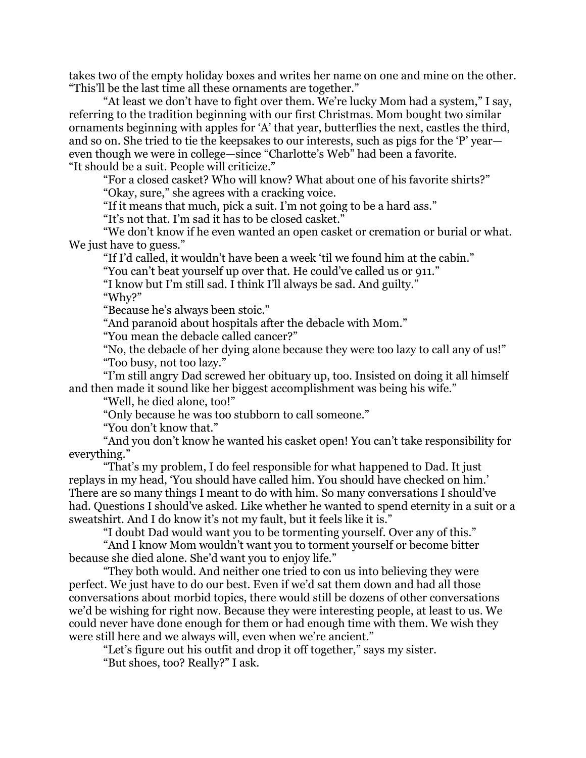takes two of the empty holiday boxes and writes her name on one and mine on the other. "This'll be the last time all these ornaments are together."

"At least we don't have to fight over them. We're lucky Mom had a system," I say, referring to the tradition beginning with our first Christmas. Mom bought two similar ornaments beginning with apples for 'A' that year, butterflies the next, castles the third, and so on. She tried to tie the keepsakes to our interests, such as pigs for the 'P' year—even though we were in college—since "Charlotte's Web" had been a favorite.
"It should be a suit. People will criticize."

"For a closed casket? Who will know? What about one of his favorite shirts?"

"Okay, sure," she agrees with a cracking voice.

"If it means that much, pick a suit. I'm not going to be a hard ass."

"It's not that. I'm sad it has to be closed casket."

"We don't know if he even wanted an open casket or cremation or burial or what. We just have to guess."

"If I'd called, it wouldn't have been a week 'til we found him at the cabin."

"You can't beat yourself up over that. He could've called us or 911."

"I know but I'm still sad. I think I'll always be sad. And guilty."

"Why?"

"Because he's always been stoic."

"And paranoid about hospitals after the debacle with Mom."

"You mean the debacle called cancer?"

"No, the debacle of her dying alone because they were too lazy to call any of us!"

"Too busy, not too lazy."

"I'm still angry Dad screwed her obituary up, too. Insisted on doing it all himself and then made it sound like her biggest accomplishment was being his wife."

"Well, he died alone, too!"

"Only because he was too stubborn to call someone."

"You don't know that."

"And you don't know he wanted his casket open! You can't take responsibility for everything."

"That's my problem, I do feel responsible for what happened to Dad. It just replays in my head, 'You should have called him. You should have checked on him.' There are so many things I meant to do with him. So many conversations I should've had. Questions I should've asked. Like whether he wanted to spend eternity in a suit or a sweatshirt. And I do know it's not my fault, but it feels like it is."

"I doubt Dad would want you to be tormenting yourself. Over any of this."

"And I know Mom wouldn't want you to torment yourself or become bitter because she died alone. She'd want you to enjoy life."

"They both would. And neither one tried to con us into believing they were perfect. We just have to do our best. Even if we'd sat them down and had all those conversations about morbid topics, there would still be dozens of other conversations we'd be wishing for right now. Because they were interesting people, at least to us. We could never have done enough for them or had enough time with them. We wish they were still here and we always will, even when we're ancient."

"Let's figure out his outfit and drop it off together," says my sister.

"But shoes, too? Really?" I ask.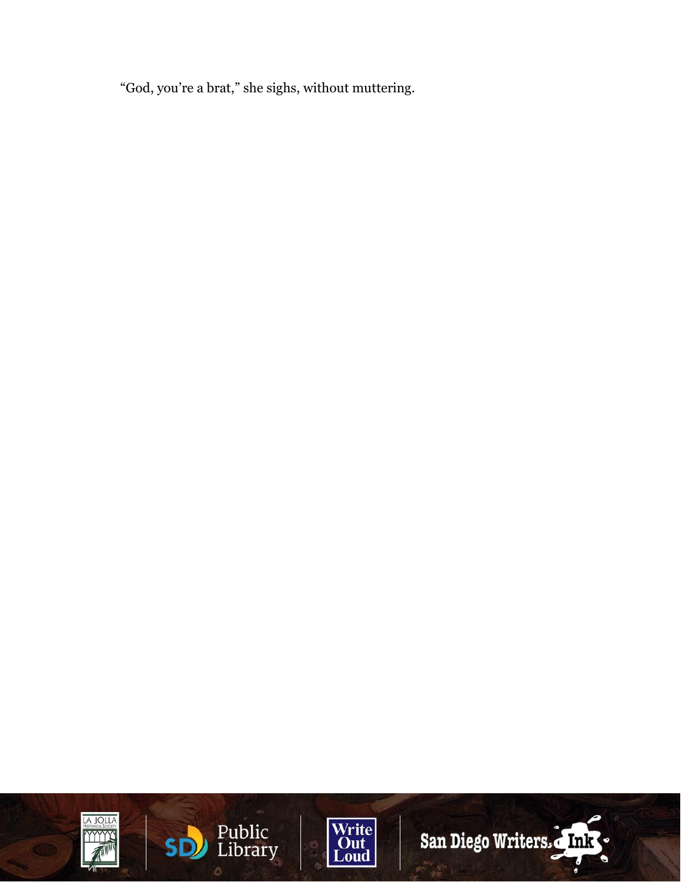“God, you’re a brat,” she sighs, without muttering.